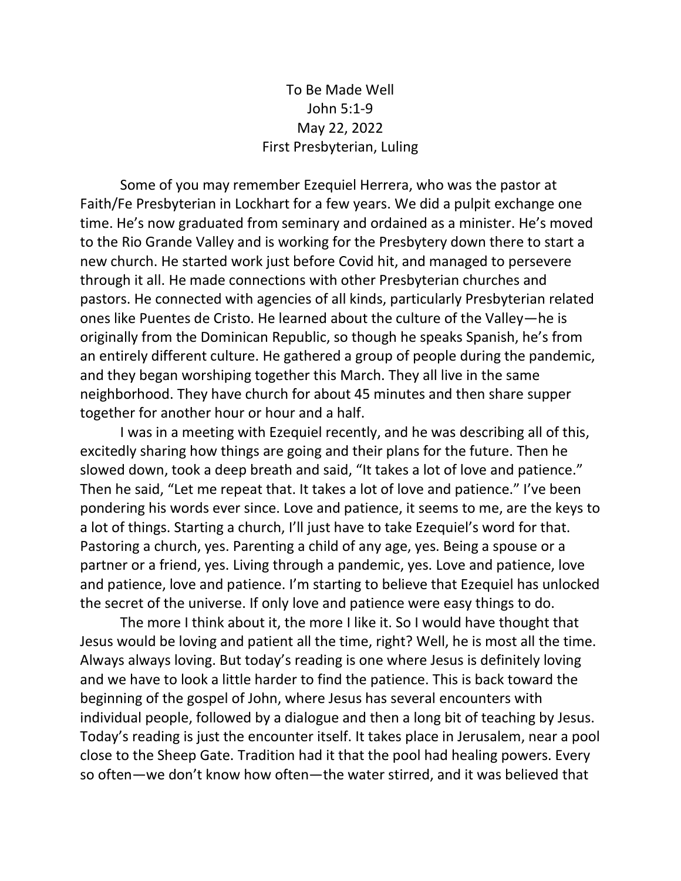# To Be Made Well

John 5:1-9

May 22, 2022

First Presbyterian, Luling

Some of you may remember Ezequiel Herrera, who was the pastor at Faith/Fe Presbyterian in Lockhart for a few years. We did a pulpit exchange one time. He's now graduated from seminary and ordained as a minister. He's moved to the Rio Grande Valley and is working for the Presbytery down there to start a new church. He started work just before Covid hit, and managed to persevere through it all. He made connections with other Presbyterian churches and pastors. He connected with agencies of all kinds, particularly Presbyterian related ones like Puentes de Cristo. He learned about the culture of the Valley—he is originally from the Dominican Republic, so though he speaks Spanish, he's from an entirely different culture. He gathered a group of people during the pandemic, and they began worshiping together this March. They all live in the same neighborhood. They have church for about 45 minutes and then share supper together for another hour or hour and a half.

I was in a meeting with Ezequiel recently, and he was describing all of this, excitedly sharing how things are going and their plans for the future. Then he slowed down, took a deep breath and said, "It takes a lot of love and patience." Then he said, "Let me repeat that. It takes a lot of love and patience." I've been pondering his words ever since. Love and patience, it seems to me, are the keys to a lot of things. Starting a church, I'll just have to take Ezequiel's word for that. Pastoring a church, yes. Parenting a child of any age, yes. Being a spouse or a partner or a friend, yes. Living through a pandemic, yes. Love and patience, love and patience, love and patience. I'm starting to believe that Ezequiel has unlocked the secret of the universe. If only love and patience were easy things to do.

The more I think about it, the more I like it. So I would have thought that Jesus would be loving and patient all the time, right? Well, he is most all the time. Always always loving. But today's reading is one where Jesus is definitely loving and we have to look a little harder to find the patience. This is back toward the beginning of the gospel of John, where Jesus has several encounters with individual people, followed by a dialogue and then a long bit of teaching by Jesus. Today's reading is just the encounter itself. It takes place in Jerusalem, near a pool close to the Sheep Gate. Tradition had it that the pool had healing powers. Every so often—we don't know how often—the water stirred, and it was believed that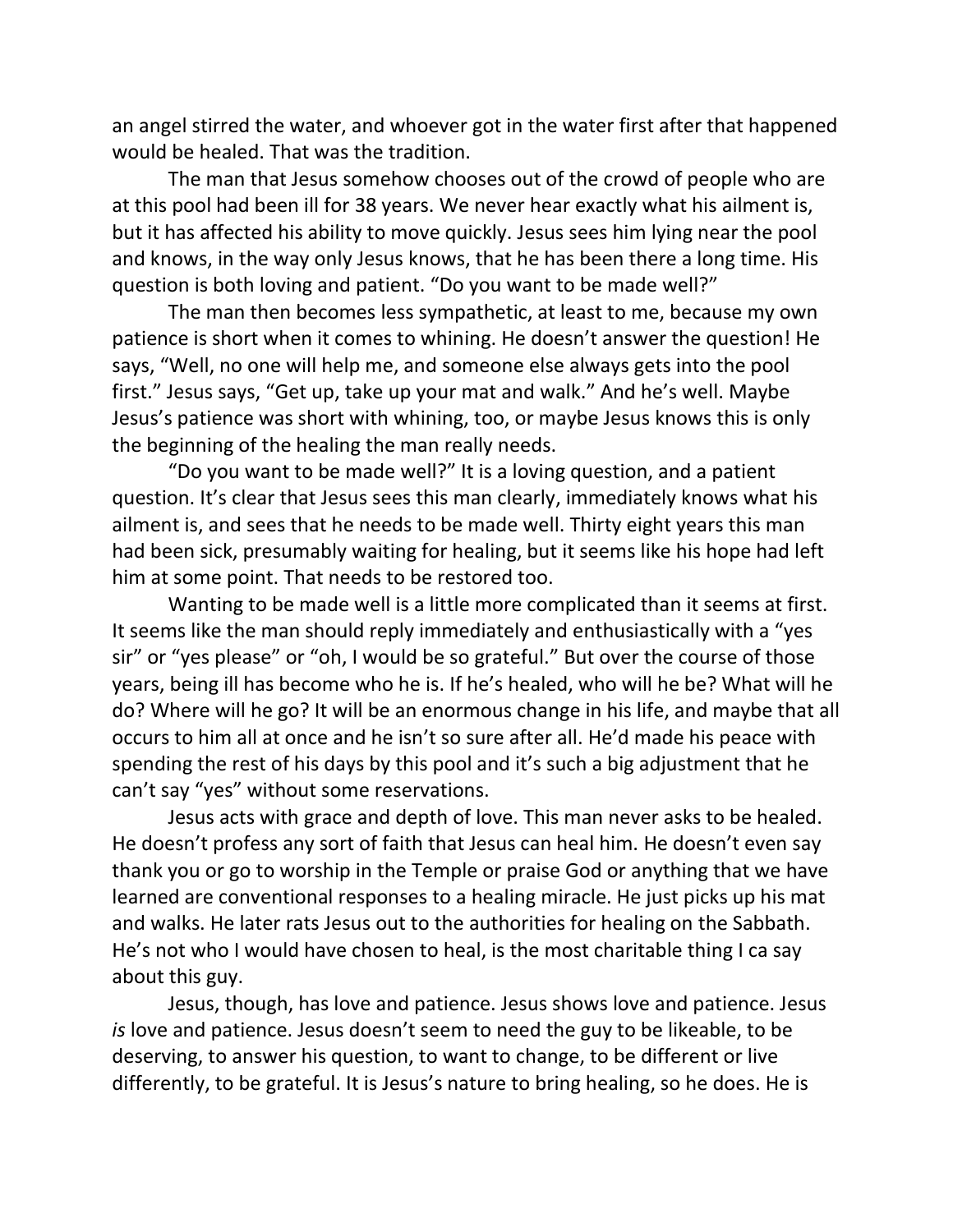an angel stirred the water, and whoever got in the water first after that happened would be healed. That was the tradition.

The man that Jesus somehow chooses out of the crowd of people who are at this pool had been ill for 38 years. We never hear exactly what his ailment is, but it has affected his ability to move quickly. Jesus sees him lying near the pool and knows, in the way only Jesus knows, that he has been there a long time. His question is both loving and patient. "Do you want to be made well?"

The man then becomes less sympathetic, at least to me, because my own patience is short when it comes to whining. He doesn't answer the question! He says, "Well, no one will help me, and someone else always gets into the pool first." Jesus says, "Get up, take up your mat and walk." And he's well. Maybe Jesus's patience was short with whining, too, or maybe Jesus knows this is only the beginning of the healing the man really needs.

"Do you want to be made well?" It is a loving question, and a patient question. It's clear that Jesus sees this man clearly, immediately knows what his ailment is, and sees that he needs to be made well. Thirty eight years this man had been sick, presumably waiting for healing, but it seems like his hope had left him at some point. That needs to be restored too.

Wanting to be made well is a little more complicated than it seems at first. It seems like the man should reply immediately and enthusiastically with a "yes sir" or "yes please" or "oh, I would be so grateful." But over the course of those years, being ill has become who he is. If he's healed, who will he be? What will he do? Where will he go? It will be an enormous change in his life, and maybe that all occurs to him all at once and he isn't so sure after all. He'd made his peace with spending the rest of his days by this pool and it's such a big adjustment that he can't say "yes" without some reservations.

Jesus acts with grace and depth of love. This man never asks to be healed. He doesn't profess any sort of faith that Jesus can heal him. He doesn't even say thank you or go to worship in the Temple or praise God or anything that we have learned are conventional responses to a healing miracle. He just picks up his mat and walks. He later rats Jesus out to the authorities for healing on the Sabbath. He's not who I would have chosen to heal, is the most charitable thing I ca say about this guy.

Jesus, though, has love and patience. Jesus shows love and patience. Jesus *is* love and patience. Jesus doesn't seem to need the guy to be likeable, to be deserving, to answer his question, to want to change, to be different or live differently, to be grateful. It is Jesus's nature to bring healing, so he does. He is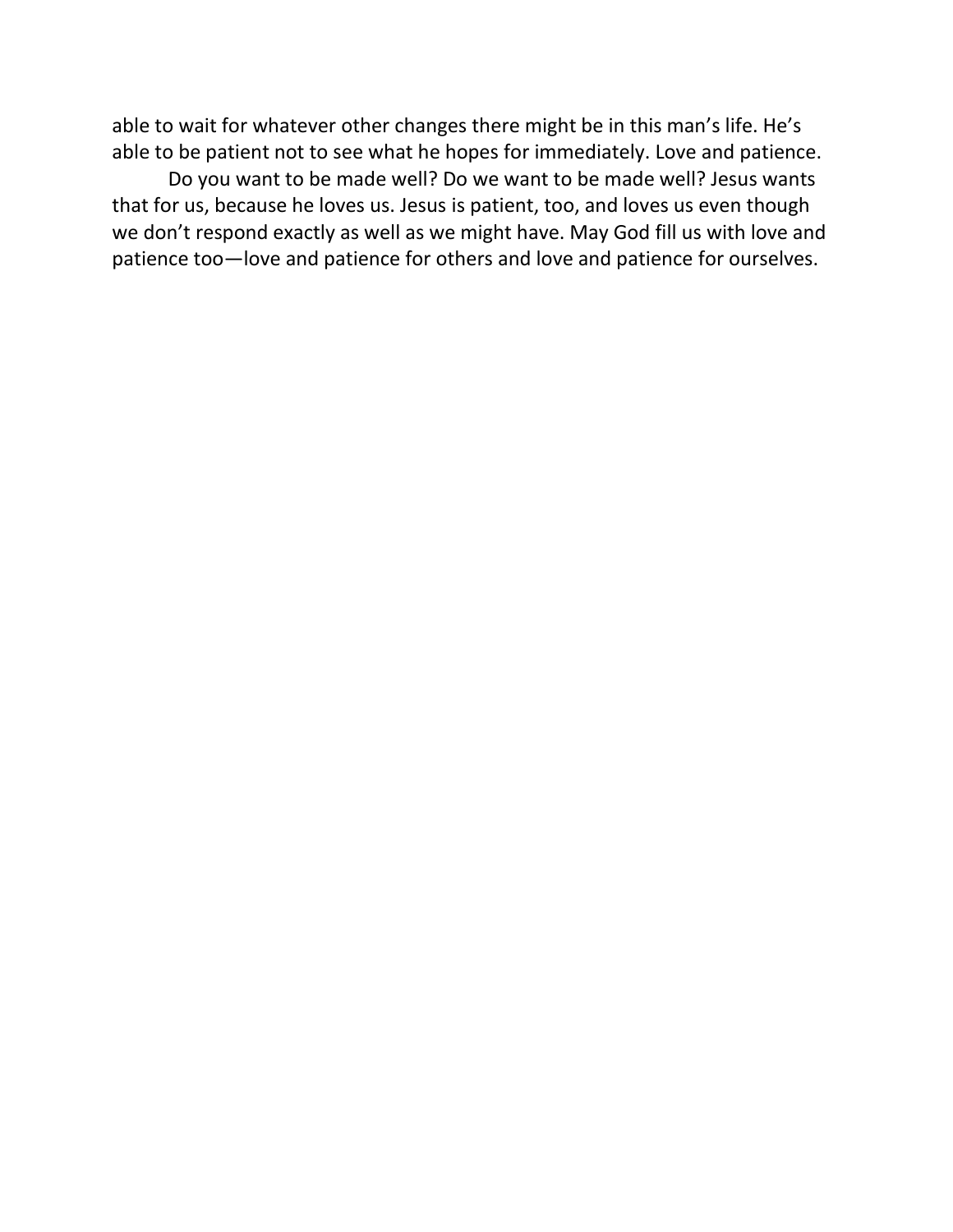able to wait for whatever other changes there might be in this man's life. He's able to be patient not to see what he hopes for immediately. Love and patience.

Do you want to be made well? Do we want to be made well? Jesus wants that for us, because he loves us. Jesus is patient, too, and loves us even though we don't respond exactly as well as we might have. May God fill us with love and patience too—love and patience for others and love and patience for ourselves.